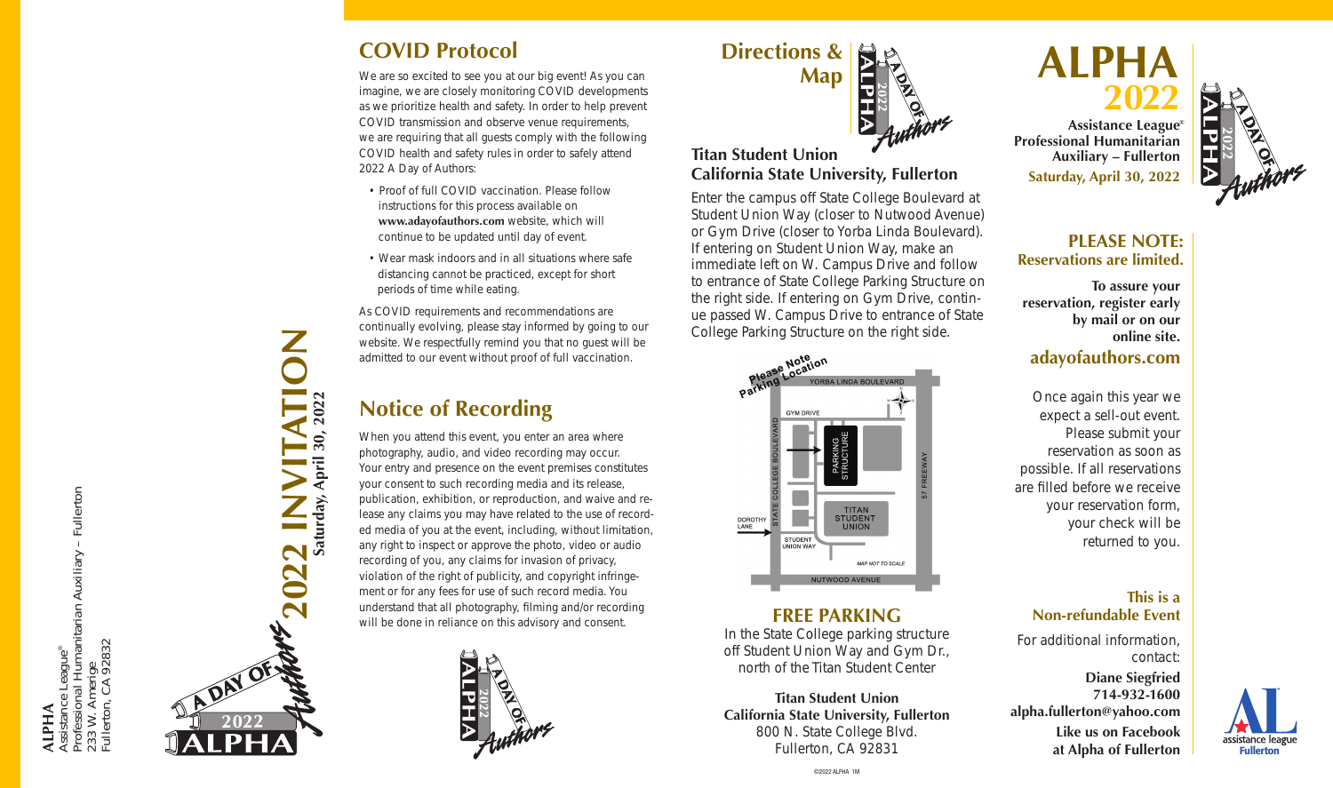**ALPHA**
Assistance League®
Professional Humanitarian Auxiliary – Fullerton
233 W. Amerige
Fullerton, CA 92832

# 2022 INVITATION

**Saturday, April 30, 2022**

## COVID Protocol

We are so excited to see you at our big event! As you can imagine, we are closely monitoring COVID developments as we prioritize health and safety. In order to help prevent COVID transmission and observe venue requirements, we are requiring that all guests comply with the following COVID health and safety rules in order to safely attend 2022 A Day of Authors:

- Proof of full COVID vaccination. Please follow instructions for this process available on **www.adayofauthors.com** website, which will continue to be updated until day of event.
- Wear mask indoors and in all situations where safe distancing cannot be practiced, except for short periods of time while eating.

As COVID requirements and recommendations are continually evolving, please stay informed by going to our website. We respectfully remind you that no guest will be admitted to our event without proof of full vaccination.

## Notice of Recording

When you attend this event, you enter an area where photography, audio, and video recording may occur. Your entry and presence on the event premises constitutes your consent to such recording media and its release, publication, exhibition, or reproduction, and waive and release any claims you may have related to the use of recorded media of you at the event, including, without limitation, any right to inspect or approve the photo, video or audio recording of you, any claims for invasion of privacy, violation of the right of publicity, and copyright infringement or for any fees for use of such record media. You understand that all photography, filming and/or recording will be done in reliance on this advisory and consent.

## Directions & Map

**Titan Student Union**
**California State University, Fullerton**

Enter the campus off State College Boulevard at Student Union Way (closer to Nutwood Avenue) or Gym Drive (closer to Yorba Linda Boulevard). If entering on Student Union Way, make an immediate left on W. Campus Drive and follow to entrance of State College Parking Structure on the right side. If entering on Gym Drive, continue passed W. Campus Drive to entrance of State College Parking Structure on the right side.

Please Note Parking Location

YORBA LINDA BOULEVARD · GYM DRIVE · STATE COLLEGE BOULEVARD · PARKING STRUCTURE · 57 FREEWAY · DOROTHY LANE · TITAN STUDENT UNION · STUDENT UNION WAY · MAP NOT TO SCALE · NUTWOOD AVENUE

### FREE PARKING

In the State College parking structure off Student Union Way and Gym Dr., north of the Titan Student Center

**Titan Student Union**
**California State University, Fullerton**
800 N. State College Blvd.
Fullerton, CA 92831

©2022 ALPHA 1M

# ALPHA 2022

**Assistance League®**
**Professional Humanitarian Auxiliary – Fullerton**
**Saturday, April 30, 2022**

### PLEASE NOTE:
**Reservations are limited.**

**To assure your reservation, register early by mail or on our online site.**

**adayofauthors.com**

Once again this year we expect a sell-out event. Please submit your reservation as soon as possible. If all reservations are filled before we receive your reservation form, your check will be returned to you.

### This is a Non-refundable Event

For additional information, contact:

**Diane Siegfried**
**714-932-1600**
**alpha.fullerton@yahoo.com**

**Like us on Facebook at Alpha of Fullerton**

assistance league Fullerton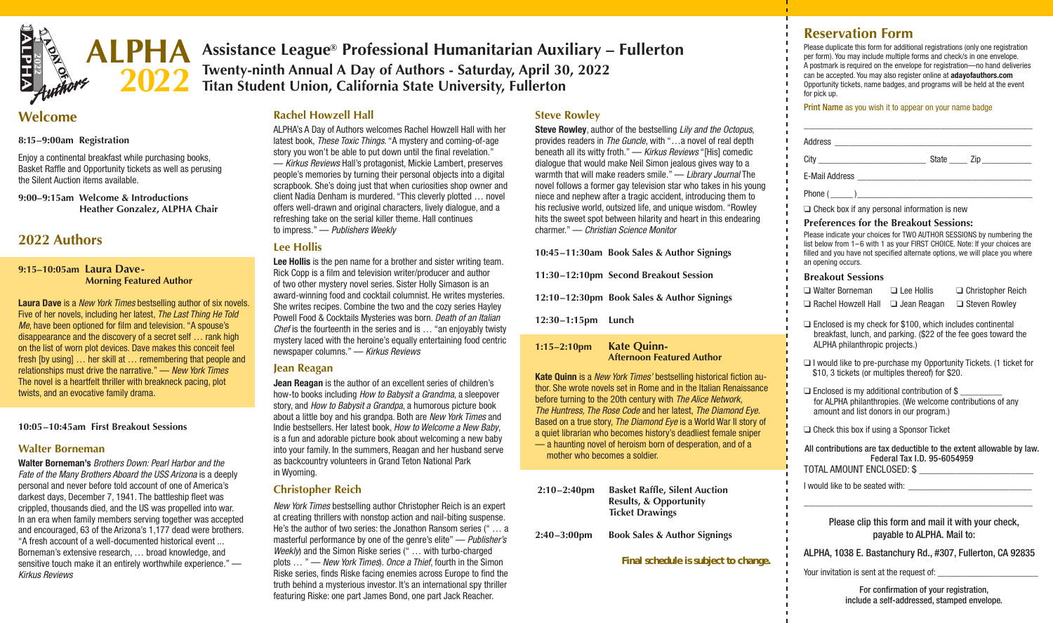# ALPHA 2022

## Assistance League® Professional Humanitarian Auxiliary – Fullerton

**Twenty-ninth Annual A Day of Authors - Saturday, April 30, 2022**
**Titan Student Union, California State University, Fullerton**

## Welcome

**8:15–9:00am Registration**

Enjoy a continental breakfast while purchasing books, Basket Raffle and Opportunity tickets as well as perusing the Silent Auction items available.

**9:00–9:15am Welcome & Introductions**
**Heather Gonzalez, ALPHA Chair**

## 2022 Authors

### 9:15–10:05am Laura Dave- Morning Featured Author

**Laura Dave** is a *New York Times* bestselling author of six novels. Five of her novels, including her latest, *The Last Thing He Told Me*, have been optioned for film and television. "A spouse's disappearance and the discovery of a secret self … rank high on the list of worn plot devices. Dave makes this conceit feel fresh [by using] … her skill at … remembering that people and relationships must drive the narrative." — *New York Times* The novel is a heartfelt thriller with breakneck pacing, plot twists, and an evocative family drama.

**10:05–10:45am First Breakout Sessions**

### Walter Borneman

**Walter Borneman's** *Brothers Down: Pearl Harbor and the Fate of the Many Brothers Aboard the USS Arizona* is a deeply personal and never before told account of one of America's darkest days, December 7, 1941. The battleship fleet was crippled, thousands died, and the US was propelled into war. In an era when family members serving together was accepted and encouraged, 63 of the Arizona's 1,177 dead were brothers. "A fresh account of a well-documented historical event ... Borneman's extensive research, … broad knowledge, and sensitive touch make it an entirely worthwhile experience." — *Kirkus Reviews*

### Rachel Howzell Hall

ALPHA's A Day of Authors welcomes Rachel Howzell Hall with her latest book, *These Toxic Things*. "A mystery and coming-of-age story you won't be able to put down until the final revelation." — *Kirkus Reviews* Hall's protagonist, Mickie Lambert, preserves people's memories by turning their personal objects into a digital scrapbook. She's doing just that when curiosities shop owner and client Nadia Denham is murdered. "This cleverly plotted … novel offers well-drawn and original characters, lively dialogue, and a refreshing take on the serial killer theme. Hall continues to impress." — *Publishers Weekly*

### Lee Hollis

**Lee Hollis** is the pen name for a brother and sister writing team. Rick Copp is a film and television writer/producer and author of two other mystery novel series. Sister Holly Simason is an award-winning food and cocktail columnist. He writes mysteries. She writes recipes. Combine the two and the cozy series Hayley Powell Food & Cocktails Mysteries was born. *Death of an Italian Chef* is the fourteenth in the series and is … "an enjoyably twisty mystery laced with the heroine's equally entertaining food centric newspaper columns." — *Kirkus Reviews*

### Jean Reagan

**Jean Reagan** is the author of an excellent series of children's how-to books including *How to Babysit a Grandma*, a sleepover story, and *How to Babysit a Grandpa*, a humorous picture book about a little boy and his grandpa. Both are *New York Times* and Indie bestsellers. Her latest book, *How to Welcome a New Baby*, is a fun and adorable picture book about welcoming a new baby into your family. In the summers, Reagan and her husband serve as backcountry volunteers in Grand Teton National Park in Wyoming.

### Christopher Reich

*New York Times* bestselling author Christopher Reich is an expert at creating thrillers with nonstop action and nail-biting suspense. He's the author of two series: the Jonathon Ransom series (" … a masterful performance by one of the genre's elite" — *Publisher's Weekly*) and the Simon Riske series (" … with turbo-charged plots … " — *New York Times*). *Once a Thief*, fourth in the Simon Riske series, finds Riske facing enemies across Europe to find the truth behind a mysterious investor. It's an international spy thriller featuring Riske: one part James Bond, one part Jack Reacher.

### Steve Rowley

**Steve Rowley**, author of the bestselling *Lily and the Octopus*, provides readers in *The Guncle*, with "…a novel of real depth beneath all its witty froth." — *Kirkus Reviews* "[His] comedic dialogue that would make Neil Simon jealous gives way to a warmth that will make readers smile." — *Library Journal* The novel follows a former gay television star who takes in his young niece and nephew after a tragic accident, introducing them to his reclusive world, outsized life, and unique wisdom. "Rowley hits the sweet spot between hilarity and heart in this endearing charmer." — *Christian Science Monitor*

**10:45–11:30am Book Sales & Author Signings**

**11:30–12:10pm Second Breakout Session**

**12:10–12:30pm Book Sales & Author Signings**

**12:30–1:15pm Lunch**

### 1:15–2:10pm Kate Quinn- Afternoon Featured Author

**Kate Quinn** is a *New York Times'* bestselling historical fiction author. She wrote novels set in Rome and in the Italian Renaissance before turning to the 20th century with *The Alice Network*, *The Huntress*, *The Rose Code* and her latest, *The Diamond Eye*. Based on a true story, *The Diamond Eye* is a World War II story of a quiet librarian who becomes history's deadliest female sniper — a haunting novel of heroism born of desperation, and of a mother who becomes a soldier.

**2:10–2:40pm Basket Raffle, Silent Auction Results, & Opportunity Ticket Drawings**

**2:40–3:00pm Book Sales & Author Signings**

***Final schedule is subject to change.***

## Reservation Form

Please duplicate this form for additional registrations (only one registration per form). You may include multiple forms and check/s in one envelope. A postmark is required on the envelope for registration—no hand deliveries can be accepted. You may also register online at **adayofauthors.com** Opportunity tickets, name badges, and programs will be held at the event for pick up.

Print Name as you wish it to appear on your name badge

\_\_\_\_\_\_\_\_\_\_\_\_\_\_\_\_\_\_\_\_\_\_\_\_\_\_\_\_\_\_\_\_\_\_\_\_\_\_\_\_\_\_\_\_

Address \_\_\_\_\_\_\_\_\_\_\_\_\_\_\_\_\_\_\_\_\_\_\_\_\_\_\_\_\_\_\_\_\_\_\_\_\_\_

City \_\_\_\_\_\_\_\_\_\_\_\_\_\_\_\_\_\_\_\_ State \_\_\_\_ Zip \_\_\_\_\_\_\_\_\_\_

E-Mail Address \_\_\_\_\_\_\_\_\_\_\_\_\_\_\_\_\_\_\_\_\_\_\_\_\_\_\_\_\_\_\_\_

Phone (\_\_\_\_\_) \_\_\_\_\_\_\_\_\_\_\_\_\_\_\_\_\_\_\_\_\_\_\_\_\_\_\_\_\_\_\_\_\_\_

❑ Check box if any personal information is new

### Preferences for the Breakout Sessions:

Please indicate your choices for TWO AUTHOR SESSIONS by numbering the list below from 1–6 with 1 as your FIRST CHOICE. Note: If your choices are filled and you have not specified alternate options, we will place you where an opening occurs.

### Breakout Sessions

❑ Walter Borneman ❑ Lee Hollis ❑ Christopher Reich
❑ Rachel Howzell Hall ❑ Jean Reagan ❑ Steven Rowley

❑ Enclosed is my check for $100, which includes continental breakfast, lunch, and parking. ($22 of the fee goes toward the ALPHA philanthropic projects.)

❑ I would like to pre-purchase my Opportunity Tickets. (1 ticket for $10, 3 tickets (or multiples thereof) for $20.

❑ Enclosed is my additional contribution of $ \_\_\_\_\_\_\_\_\_ for ALPHA philanthropies. (We welcome contributions of any amount and list donors in our program.)

❑ Check this box if using a Sponsor Ticket

All contributions are tax deductible to the extent allowable by law.
Federal Tax I.D. 95-6054959

TOTAL AMOUNT ENCLOSED: $ \_\_\_\_\_\_\_\_\_\_\_\_\_\_\_\_\_\_\_\_

I would like to be seated with: \_\_\_\_\_\_\_\_\_\_\_\_\_\_\_\_\_\_\_\_\_\_

\_\_\_\_\_\_\_\_\_\_\_\_\_\_\_\_\_\_\_\_\_\_\_\_\_\_\_\_\_\_\_\_\_\_\_\_\_\_\_\_\_\_\_\_

Please clip this form and mail it with your check, payable to ALPHA. Mail to:

ALPHA, 1038 E. Bastanchury Rd., #307, Fullerton, CA 92835

Your invitation is sent at the request of: \_\_\_\_\_\_\_\_\_\_\_\_\_\_\_\_\_\_\_\_

For confirmation of your registration, include a self-addressed, stamped envelope.